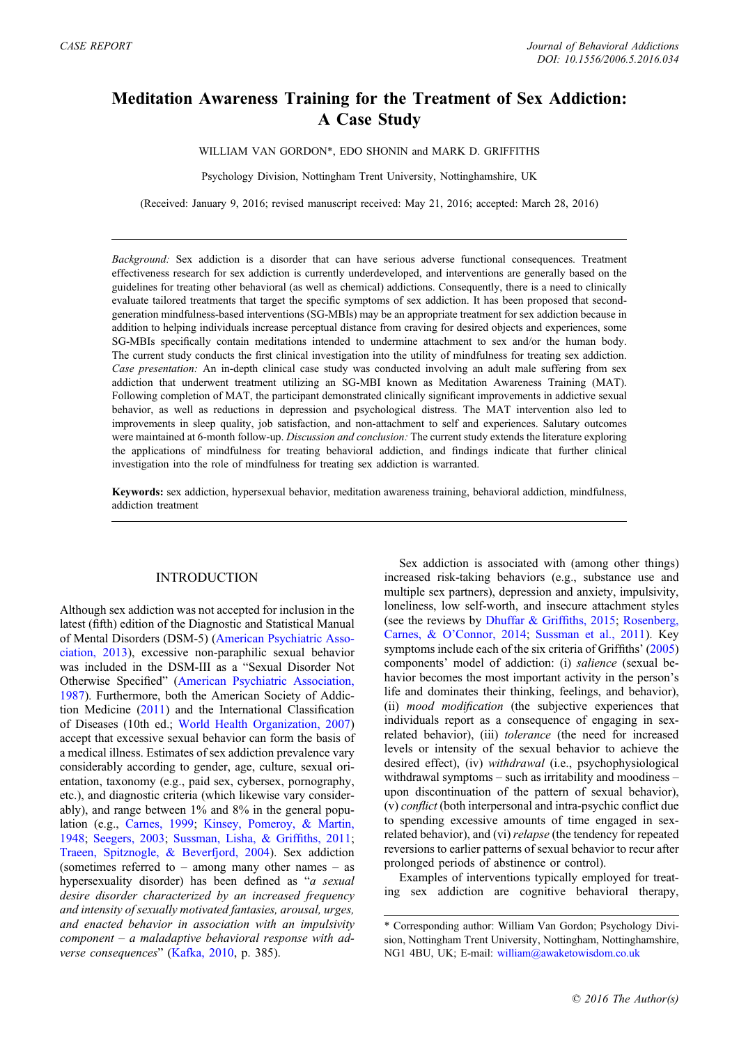CASE REPORT

Journal of Behavioral Addictions
DOI: 10.1556/2006.5.2016.034

# Meditation Awareness Training for the Treatment of Sex Addiction: A Case Study

WILLIAM VAN GORDON*, EDO SHONIN and MARK D. GRIFFITHS

Psychology Division, Nottingham Trent University, Nottinghamshire, UK

(Received: January 9, 2016; revised manuscript received: May 21, 2016; accepted: March 28, 2016)

*Background:* Sex addiction is a disorder that can have serious adverse functional consequences. Treatment effectiveness research for sex addiction is currently underdeveloped, and interventions are generally based on the guidelines for treating other behavioral (as well as chemical) addictions. Consequently, there is a need to clinically evaluate tailored treatments that target the specific symptoms of sex addiction. It has been proposed that second-generation mindfulness-based interventions (SG-MBIs) may be an appropriate treatment for sex addiction because in addition to helping individuals increase perceptual distance from craving for desired objects and experiences, some SG-MBIs specifically contain meditations intended to undermine attachment to sex and/or the human body. The current study conducts the first clinical investigation into the utility of mindfulness for treating sex addiction. *Case presentation:* An in-depth clinical case study was conducted involving an adult male suffering from sex addiction that underwent treatment utilizing an SG-MBI known as Meditation Awareness Training (MAT). Following completion of MAT, the participant demonstrated clinically significant improvements in addictive sexual behavior, as well as reductions in depression and psychological distress. The MAT intervention also led to improvements in sleep quality, job satisfaction, and non-attachment to self and experiences. Salutary outcomes were maintained at 6-month follow-up. *Discussion and conclusion:* The current study extends the literature exploring the applications of mindfulness for treating behavioral addiction, and findings indicate that further clinical investigation into the role of mindfulness for treating sex addiction is warranted.

**Keywords:** sex addiction, hypersexual behavior, meditation awareness training, behavioral addiction, mindfulness, addiction treatment

## INTRODUCTION

Although sex addiction was not accepted for inclusion in the latest (fifth) edition of the Diagnostic and Statistical Manual of Mental Disorders (DSM-5) (American Psychiatric Association, 2013), excessive non-paraphilic sexual behavior was included in the DSM-III as a "Sexual Disorder Not Otherwise Specified" (American Psychiatric Association, 1987). Furthermore, both the American Society of Addiction Medicine (2011) and the International Classification of Diseases (10th ed.; World Health Organization, 2007) accept that excessive sexual behavior can form the basis of a medical illness. Estimates of sex addiction prevalence vary considerably according to gender, age, culture, sexual orientation, taxonomy (e.g., paid sex, cybersex, pornography, etc.), and diagnostic criteria (which likewise vary considerably), and range between 1% and 8% in the general population (e.g., Carnes, 1999; Kinsey, Pomeroy, & Martin, 1948; Seegers, 2003; Sussman, Lisha, & Griffiths, 2011; Traeen, Spitznogle, & Beverfjord, 2004). Sex addiction (sometimes referred to – among many other names – as hypersexuality disorder) has been defined as "*a sexual desire disorder characterized by an increased frequency and intensity of sexually motivated fantasies, arousal, urges, and enacted behavior in association with an impulsivity component – a maladaptive behavioral response with adverse consequences*" (Kafka, 2010, p. 385).

Sex addiction is associated with (among other things) increased risk-taking behaviors (e.g., substance use and multiple sex partners), depression and anxiety, impulsivity, loneliness, low self-worth, and insecure attachment styles (see the reviews by Dhuffar & Griffiths, 2015; Rosenberg, Carnes, & O'Connor, 2014; Sussman et al., 2011). Key symptoms include each of the six criteria of Griffiths' (2005) components' model of addiction: (i) *salience* (sexual behavior becomes the most important activity in the person's life and dominates their thinking, feelings, and behavior), (ii) *mood modification* (the subjective experiences that individuals report as a consequence of engaging in sex-related behavior), (iii) *tolerance* (the need for increased levels or intensity of the sexual behavior to achieve the desired effect), (iv) *withdrawal* (i.e., psychophysiological withdrawal symptoms – such as irritability and moodiness – upon discontinuation of the pattern of sexual behavior), (v) *conflict* (both interpersonal and intra-psychic conflict due to spending excessive amounts of time engaged in sex-related behavior), and (vi) *relapse* (the tendency for repeated reversions to earlier patterns of sexual behavior to recur after prolonged periods of abstinence or control).

Examples of interventions typically employed for treating sex addiction are cognitive behavioral therapy,

* Corresponding author: William Van Gordon; Psychology Division, Nottingham Trent University, Nottingham, Nottinghamshire, NG1 4BU, UK; E-mail: william@awaketowisdom.co.uk

© 2016 The Author(s)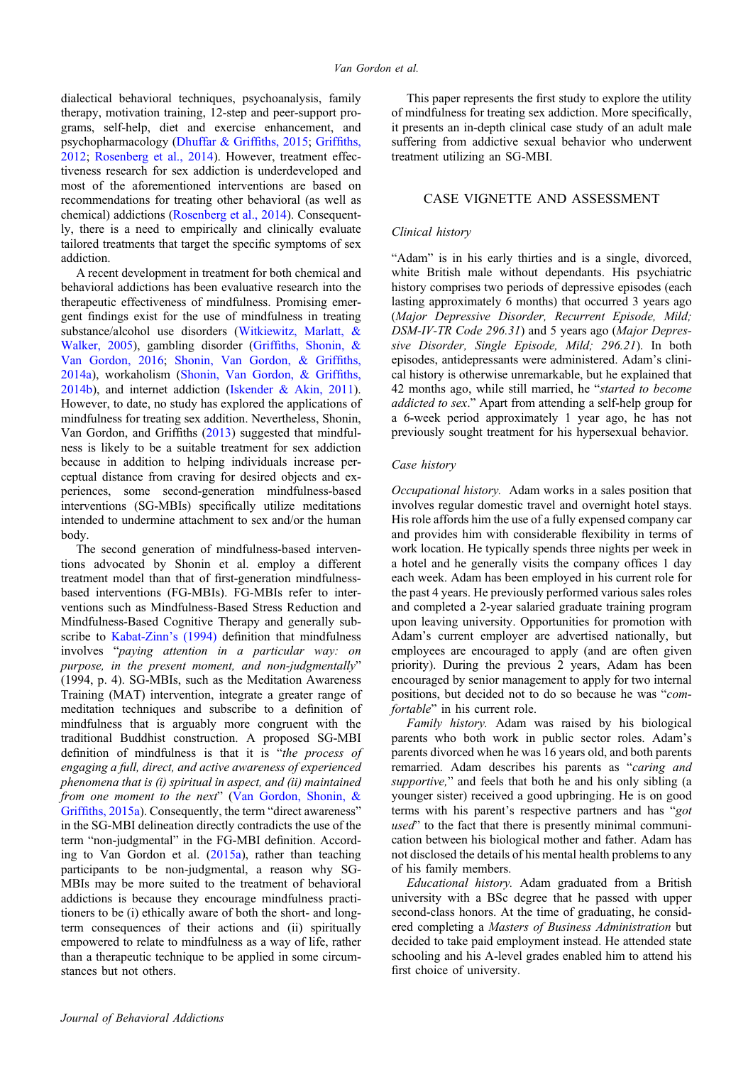dialectical behavioral techniques, psychoanalysis, family therapy, motivation training, 12-step and peer-support programs, self-help, diet and exercise enhancement, and psychopharmacology (Dhuffar & Griffiths, 2015; Griffiths, 2012; Rosenberg et al., 2014). However, treatment effectiveness research for sex addiction is underdeveloped and most of the aforementioned interventions are based on recommendations for treating other behavioral (as well as chemical) addictions (Rosenberg et al., 2014). Consequently, there is a need to empirically and clinically evaluate tailored treatments that target the specific symptoms of sex addiction.

A recent development in treatment for both chemical and behavioral addictions has been evaluative research into the therapeutic effectiveness of mindfulness. Promising emergent findings exist for the use of mindfulness in treating substance/alcohol use disorders (Witkiewitz, Marlatt, & Walker, 2005), gambling disorder (Griffiths, Shonin, & Van Gordon, 2016; Shonin, Van Gordon, & Griffiths, 2014a), workaholism (Shonin, Van Gordon, & Griffiths, 2014b), and internet addiction (Iskender & Akin, 2011). However, to date, no study has explored the applications of mindfulness for treating sex addiction. Nevertheless, Shonin, Van Gordon, and Griffiths (2013) suggested that mindfulness is likely to be a suitable treatment for sex addiction because in addition to helping individuals increase perceptual distance from craving for desired objects and experiences, some second-generation mindfulness-based interventions (SG-MBIs) specifically utilize meditations intended to undermine attachment to sex and/or the human body.

The second generation of mindfulness-based interventions advocated by Shonin et al. employ a different treatment model than that of first-generation mindfulness-based interventions (FG-MBIs). FG-MBIs refer to interventions such as Mindfulness-Based Stress Reduction and Mindfulness-Based Cognitive Therapy and generally subscribe to Kabat-Zinn's (1994) definition that mindfulness involves "*paying attention in a particular way: on purpose, in the present moment, and non-judgmentally*" (1994, p. 4). SG-MBIs, such as the Meditation Awareness Training (MAT) intervention, integrate a greater range of meditation techniques and subscribe to a definition of mindfulness that is arguably more congruent with the traditional Buddhist construction. A proposed SG-MBI definition of mindfulness is that it is "*the process of engaging a full, direct, and active awareness of experienced phenomena that is (i) spiritual in aspect, and (ii) maintained from one moment to the next*" (Van Gordon, Shonin, & Griffiths, 2015a). Consequently, the term "direct awareness" in the SG-MBI delineation directly contradicts the use of the term "non-judgmental" in the FG-MBI definition. According to Van Gordon et al. (2015a), rather than teaching participants to be non-judgmental, a reason why SG-MBIs may be more suited to the treatment of behavioral addictions is because they encourage mindfulness practitioners to be (i) ethically aware of both the short- and long-term consequences of their actions and (ii) spiritually empowered to relate to mindfulness as a way of life, rather than a therapeutic technique to be applied in some circumstances but not others.

This paper represents the first study to explore the utility of mindfulness for treating sex addiction. More specifically, it presents an in-depth clinical case study of an adult male suffering from addictive sexual behavior who underwent treatment utilizing an SG-MBI.

## CASE VIGNETTE AND ASSESSMENT

### Clinical history

"Adam" is in his early thirties and is a single, divorced, white British male without dependants. His psychiatric history comprises two periods of depressive episodes (each lasting approximately 6 months) that occurred 3 years ago (*Major Depressive Disorder, Recurrent Episode, Mild; DSM-IV-TR Code 296.31*) and 5 years ago (*Major Depressive Disorder, Single Episode, Mild; 296.21*). In both episodes, antidepressants were administered. Adam's clinical history is otherwise unremarkable, but he explained that 42 months ago, while still married, he "*started to become addicted to sex*." Apart from attending a self-help group for a 6-week period approximately 1 year ago, he has not previously sought treatment for his hypersexual behavior.

### Case history

*Occupational history.* Adam works in a sales position that involves regular domestic travel and overnight hotel stays. His role affords him the use of a fully expensed company car and provides him with considerable flexibility in terms of work location. He typically spends three nights per week in a hotel and he generally visits the company offices 1 day each week. Adam has been employed in his current role for the past 4 years. He previously performed various sales roles and completed a 2-year salaried graduate training program upon leaving university. Opportunities for promotion with Adam's current employer are advertised nationally, but employees are encouraged to apply (and are often given priority). During the previous 2 years, Adam has been encouraged by senior management to apply for two internal positions, but decided not to do so because he was "*comfortable*" in his current role.

*Family history.* Adam was raised by his biological parents who both work in public sector roles. Adam's parents divorced when he was 16 years old, and both parents remarried. Adam describes his parents as "*caring and supportive,*" and feels that both he and his only sibling (a younger sister) received a good upbringing. He is on good terms with his parent's respective partners and has "*got used*" to the fact that there is presently minimal communication between his biological mother and father. Adam has not disclosed the details of his mental health problems to any of his family members.

*Educational history.* Adam graduated from a British university with a BSc degree that he passed with upper second-class honors. At the time of graduating, he considered completing a *Masters of Business Administration* but decided to take paid employment instead. He attended state schooling and his A-level grades enabled him to attend his first choice of university.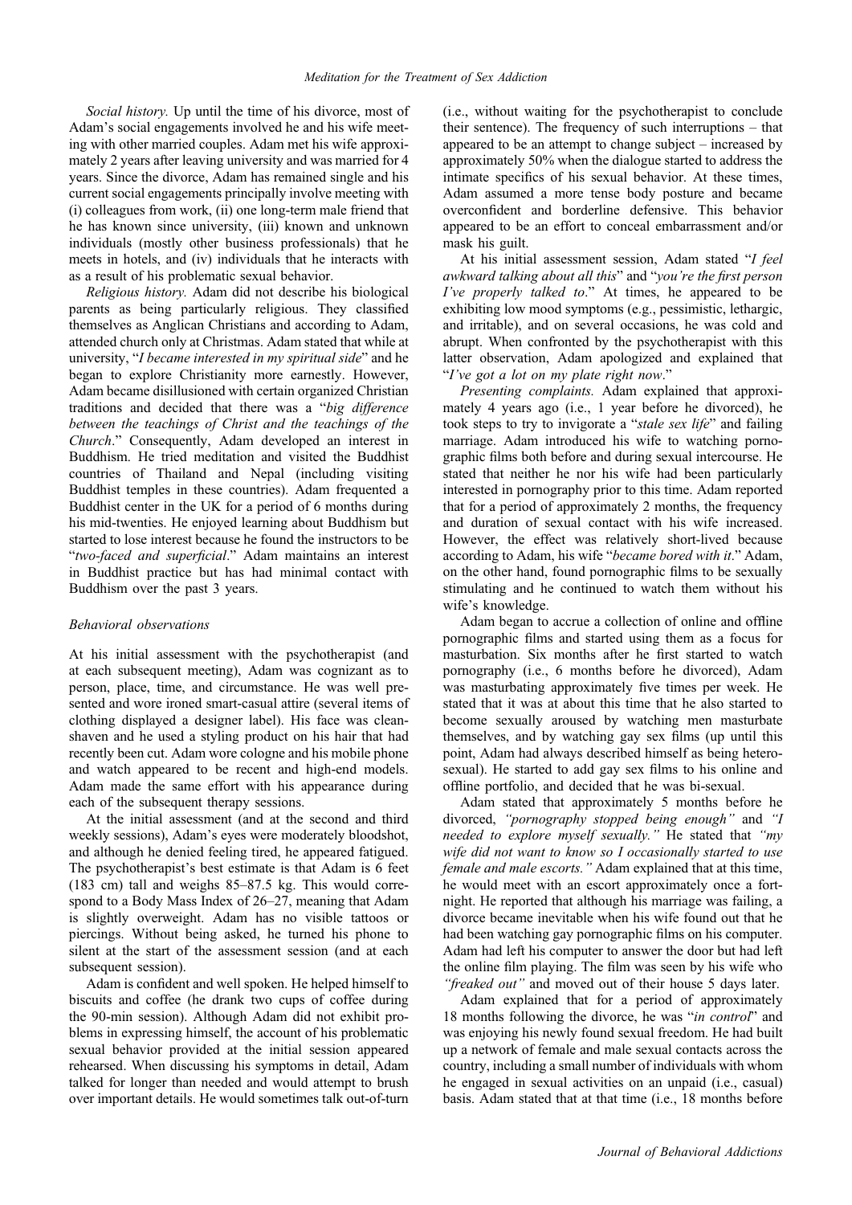*Social history.* Up until the time of his divorce, most of Adam's social engagements involved he and his wife meeting with other married couples. Adam met his wife approximately 2 years after leaving university and was married for 4 years. Since the divorce, Adam has remained single and his current social engagements principally involve meeting with (i) colleagues from work, (ii) one long-term male friend that he has known since university, (iii) known and unknown individuals (mostly other business professionals) that he meets in hotels, and (iv) individuals that he interacts with as a result of his problematic sexual behavior.

*Religious history.* Adam did not describe his biological parents as being particularly religious. They classified themselves as Anglican Christians and according to Adam, attended church only at Christmas. Adam stated that while at university, "*I became interested in my spiritual side*" and he began to explore Christianity more earnestly. However, Adam became disillusioned with certain organized Christian traditions and decided that there was a "*big difference between the teachings of Christ and the teachings of the Church*." Consequently, Adam developed an interest in Buddhism. He tried meditation and visited the Buddhist countries of Thailand and Nepal (including visiting Buddhist temples in these countries). Adam frequented a Buddhist center in the UK for a period of 6 months during his mid-twenties. He enjoyed learning about Buddhism but started to lose interest because he found the instructors to be "*two-faced and superficial*." Adam maintains an interest in Buddhist practice but has had minimal contact with Buddhism over the past 3 years.

### Behavioral observations

At his initial assessment with the psychotherapist (and at each subsequent meeting), Adam was cognizant as to person, place, time, and circumstance. He was well presented and wore ironed smart-casual attire (several items of clothing displayed a designer label). His face was clean-shaven and he used a styling product on his hair that had recently been cut. Adam wore cologne and his mobile phone and watch appeared to be recent and high-end models. Adam made the same effort with his appearance during each of the subsequent therapy sessions.

At the initial assessment (and at the second and third weekly sessions), Adam's eyes were moderately bloodshot, and although he denied feeling tired, he appeared fatigued. The psychotherapist's best estimate is that Adam is 6 feet (183 cm) tall and weighs 85–87.5 kg. This would correspond to a Body Mass Index of 26–27, meaning that Adam is slightly overweight. Adam has no visible tattoos or piercings. Without being asked, he turned his phone to silent at the start of the assessment session (and at each subsequent session).

Adam is confident and well spoken. He helped himself to biscuits and coffee (he drank two cups of coffee during the 90-min session). Although Adam did not exhibit problems in expressing himself, the account of his problematic sexual behavior provided at the initial session appeared rehearsed. When discussing his symptoms in detail, Adam talked for longer than needed and would attempt to brush over important details. He would sometimes talk out-of-turn (i.e., without waiting for the psychotherapist to conclude their sentence). The frequency of such interruptions – that appeared to be an attempt to change subject – increased by approximately 50% when the dialogue started to address the intimate specifics of his sexual behavior. At these times, Adam assumed a more tense body posture and became overconfident and borderline defensive. This behavior appeared to be an effort to conceal embarrassment and/or mask his guilt.

At his initial assessment session, Adam stated "*I feel awkward talking about all this*" and "*you're the first person I've properly talked to*." At times, he appeared to be exhibiting low mood symptoms (e.g., pessimistic, lethargic, and irritable), and on several occasions, he was cold and abrupt. When confronted by the psychotherapist with this latter observation, Adam apologized and explained that "*I've got a lot on my plate right now*."

*Presenting complaints.* Adam explained that approximately 4 years ago (i.e., 1 year before he divorced), he took steps to try to invigorate a "*stale sex life*" and failing marriage. Adam introduced his wife to watching pornographic films both before and during sexual intercourse. He stated that neither he nor his wife had been particularly interested in pornography prior to this time. Adam reported that for a period of approximately 2 months, the frequency and duration of sexual contact with his wife increased. However, the effect was relatively short-lived because according to Adam, his wife "*became bored with it*." Adam, on the other hand, found pornographic films to be sexually stimulating and he continued to watch them without his wife's knowledge.

Adam began to accrue a collection of online and offline pornographic films and started using them as a focus for masturbation. Six months after he first started to watch pornography (i.e., 6 months before he divorced), Adam was masturbating approximately five times per week. He stated that it was at about this time that he also started to become sexually aroused by watching men masturbate themselves, and by watching gay sex films (up until this point, Adam had always described himself as being heterosexual). He started to add gay sex films to his online and offline portfolio, and decided that he was bi-sexual.

Adam stated that approximately 5 months before he divorced, *"pornography stopped being enough"* and *"I needed to explore myself sexually."* He stated that *"my wife did not want to know so I occasionally started to use female and male escorts."* Adam explained that at this time, he would meet with an escort approximately once a fortnight. He reported that although his marriage was failing, a divorce became inevitable when his wife found out that he had been watching gay pornographic films on his computer. Adam had left his computer to answer the door but had left the online film playing. The film was seen by his wife who *"freaked out"* and moved out of their house 5 days later.

Adam explained that for a period of approximately 18 months following the divorce, he was "*in control*" and was enjoying his newly found sexual freedom. He had built up a network of female and male sexual contacts across the country, including a small number of individuals with whom he engaged in sexual activities on an unpaid (i.e., casual) basis. Adam stated that at that time (i.e., 18 months before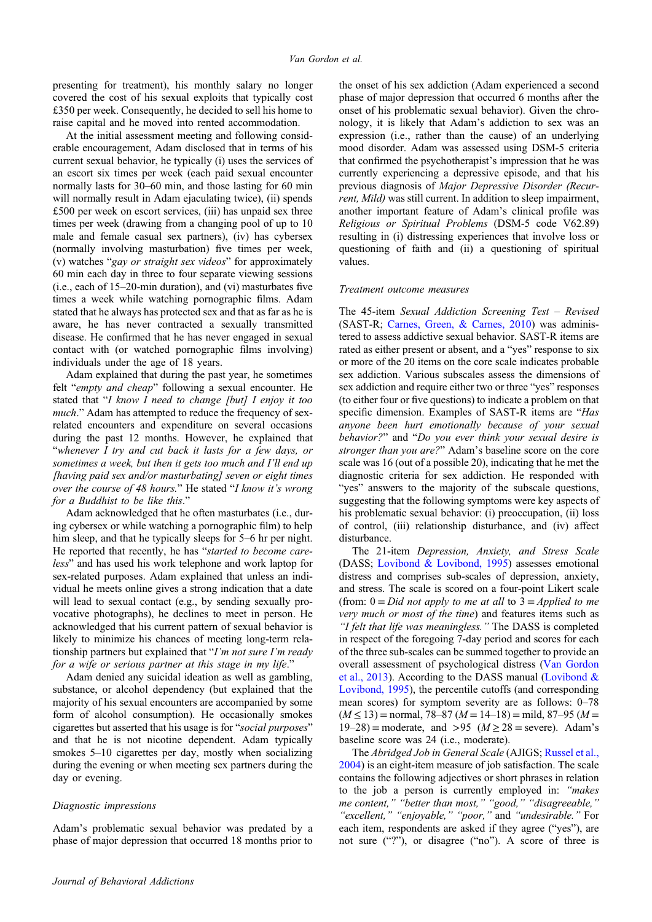presenting for treatment), his monthly salary no longer covered the cost of his sexual exploits that typically cost £350 per week. Consequently, he decided to sell his home to raise capital and he moved into rented accommodation.

At the initial assessment meeting and following considerable encouragement, Adam disclosed that in terms of his current sexual behavior, he typically (i) uses the services of an escort six times per week (each paid sexual encounter normally lasts for 30–60 min, and those lasting for 60 min will normally result in Adam ejaculating twice), (ii) spends £500 per week on escort services, (iii) has unpaid sex three times per week (drawing from a changing pool of up to 10 male and female casual sex partners), (iv) has cybersex (normally involving masturbation) five times per week, (v) watches "*gay or straight sex videos*" for approximately 60 min each day in three to four separate viewing sessions (i.e., each of 15–20-min duration), and (vi) masturbates five times a week while watching pornographic films. Adam stated that he always has protected sex and that as far as he is aware, he has never contracted a sexually transmitted disease. He confirmed that he has never engaged in sexual contact with (or watched pornographic films involving) individuals under the age of 18 years.

Adam explained that during the past year, he sometimes felt "*empty and cheap*" following a sexual encounter. He stated that "*I know I need to change [but] I enjoy it too much*." Adam has attempted to reduce the frequency of sex-related encounters and expenditure on several occasions during the past 12 months. However, he explained that "*whenever I try and cut back it lasts for a few days, or sometimes a week, but then it gets too much and I'll end up [having paid sex and/or masturbating] seven or eight times over the course of 48 hours.*" He stated "*I know it's wrong for a Buddhist to be like this*."

Adam acknowledged that he often masturbates (i.e., during cybersex or while watching a pornographic film) to help him sleep, and that he typically sleeps for 5–6 hr per night. He reported that recently, he has "*started to become careless*" and has used his work telephone and work laptop for sex-related purposes. Adam explained that unless an individual he meets online gives a strong indication that a date will lead to sexual contact (e.g., by sending sexually provocative photographs), he declines to meet in person. He acknowledged that his current pattern of sexual behavior is likely to minimize his chances of meeting long-term relationship partners but explained that "*I'm not sure I'm ready for a wife or serious partner at this stage in my life*."

Adam denied any suicidal ideation as well as gambling, substance, or alcohol dependency (but explained that the majority of his sexual encounters are accompanied by some form of alcohol consumption). He occasionally smokes cigarettes but asserted that his usage is for "*social purposes*" and that he is not nicotine dependent. Adam typically smokes 5–10 cigarettes per day, mostly when socializing during the evening or when meeting sex partners during the day or evening.

### *Diagnostic impressions*

Adam's problematic sexual behavior was predated by a phase of major depression that occurred 18 months prior to the onset of his sex addiction (Adam experienced a second phase of major depression that occurred 6 months after the onset of his problematic sexual behavior). Given the chronology, it is likely that Adam's addiction to sex was an expression (i.e., rather than the cause) of an underlying mood disorder. Adam was assessed using DSM-5 criteria that confirmed the psychotherapist's impression that he was currently experiencing a depressive episode, and that his previous diagnosis of *Major Depressive Disorder (Recurrent, Mild)* was still current. In addition to sleep impairment, another important feature of Adam's clinical profile was *Religious or Spiritual Problems* (DSM-5 code V62.89) resulting in (i) distressing experiences that involve loss or questioning of faith and (ii) a questioning of spiritual values.

### *Treatment outcome measures*

The 45-item *Sexual Addiction Screening Test – Revised* (SAST-R; Carnes, Green, & Carnes, 2010) was administered to assess addictive sexual behavior. SAST-R items are rated as either present or absent, and a "yes" response to six or more of the 20 items on the core scale indicates probable sex addiction. Various subscales assess the dimensions of sex addiction and require either two or three "yes" responses (to either four or five questions) to indicate a problem on that specific dimension. Examples of SAST-R items are "*Has anyone been hurt emotionally because of your sexual behavior?*" and "*Do you ever think your sexual desire is stronger than you are?*" Adam's baseline score on the core scale was 16 (out of a possible 20), indicating that he met the diagnostic criteria for sex addiction. He responded with "yes" answers to the majority of the subscale questions, suggesting that the following symptoms were key aspects of his problematic sexual behavior: (i) preoccupation, (ii) loss of control, (iii) relationship disturbance, and (iv) affect disturbance.

The 21-item *Depression, Anxiety, and Stress Scale* (DASS; Lovibond & Lovibond, 1995) assesses emotional distress and comprises sub-scales of depression, anxiety, and stress. The scale is scored on a four-point Likert scale (from: 0 = *Did not apply to me at all* to 3 = *Applied to me very much or most of the time*) and features items such as *"I felt that life was meaningless."* The DASS is completed in respect of the foregoing 7-day period and scores for each of the three sub-scales can be summed together to provide an overall assessment of psychological distress (Van Gordon et al., 2013). According to the DASS manual (Lovibond & Lovibond, 1995), the percentile cutoffs (and corresponding mean scores) for symptom severity are as follows: 0–78 ($M \leq 13$) = normal, 78–87 ($M = 14$–$18$) = mild, 87–95 ($M = 19$–$28$) = moderate, and >95 ($M \geq 28$ = severe). Adam's baseline score was 24 (i.e., moderate).

The *Abridged Job in General Scale* (AJIGS; Russel et al., 2004) is an eight-item measure of job satisfaction. The scale contains the following adjectives or short phrases in relation to the job a person is currently employed in: *"makes me content," "better than most," "good," "disagreeable," "excellent," "enjoyable," "poor,"* and *"undesirable."* For each item, respondents are asked if they agree ("yes"), are not sure ("?"), or disagree ("no"). A score of three is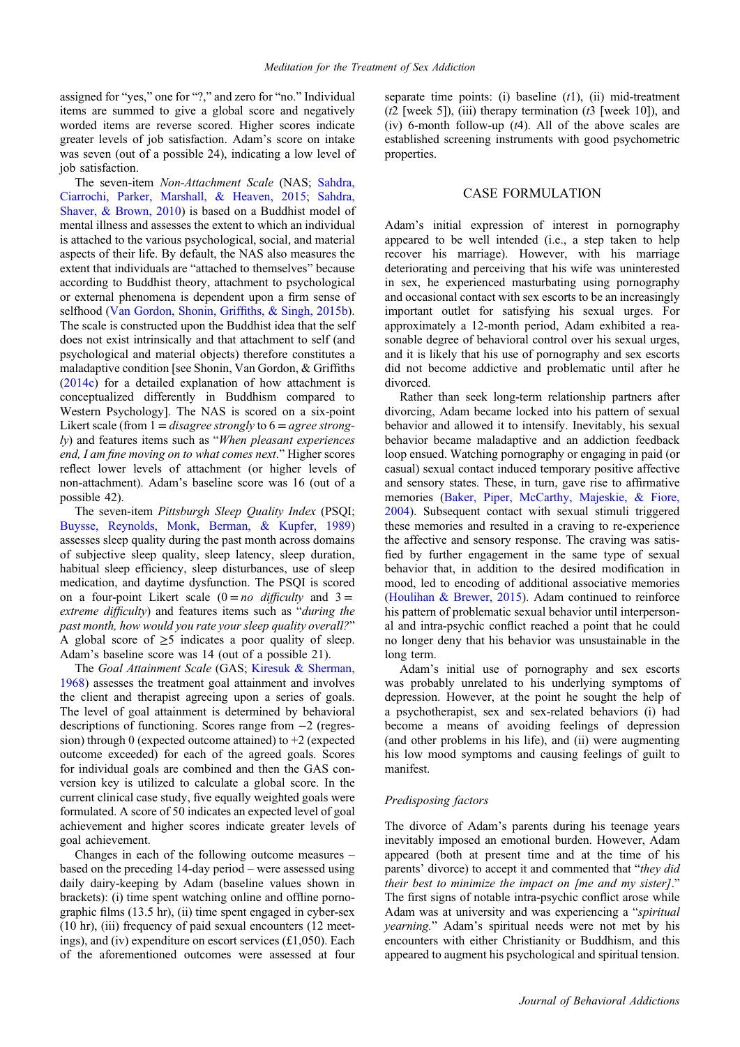assigned for "yes," one for "?," and zero for "no." Individual items are summed to give a global score and negatively worded items are reverse scored. Higher scores indicate greater levels of job satisfaction. Adam's score on intake was seven (out of a possible 24), indicating a low level of job satisfaction.

The seven-item *Non-Attachment Scale* (NAS; Sahdra, Ciarrochi, Parker, Marshall, & Heaven, 2015; Sahdra, Shaver, & Brown, 2010) is based on a Buddhist model of mental illness and assesses the extent to which an individual is attached to the various psychological, social, and material aspects of their life. By default, the NAS also measures the extent that individuals are "attached to themselves" because according to Buddhist theory, attachment to psychological or external phenomena is dependent upon a firm sense of selfhood (Van Gordon, Shonin, Griffiths, & Singh, 2015b). The scale is constructed upon the Buddhist idea that the self does not exist intrinsically and that attachment to self (and psychological and material objects) therefore constitutes a maladaptive condition [see Shonin, Van Gordon, & Griffiths (2014c) for a detailed explanation of how attachment is conceptualized differently in Buddhism compared to Western Psychology]. The NAS is scored on a six-point Likert scale (from 1 = *disagree strongly* to 6 = *agree strongly*) and features items such as "*When pleasant experiences end, I am fine moving on to what comes next.*" Higher scores reflect lower levels of attachment (or higher levels of non-attachment). Adam's baseline score was 16 (out of a possible 42).

The seven-item *Pittsburgh Sleep Quality Index* (PSQI; Buysse, Reynolds, Monk, Berman, & Kupfer, 1989) assesses sleep quality during the past month across domains of subjective sleep quality, sleep latency, sleep duration, habitual sleep efficiency, sleep disturbances, use of sleep medication, and daytime dysfunction. The PSQI is scored on a four-point Likert scale (0 = *no difficulty* and 3 = *extreme difficulty*) and features items such as "*during the past month, how would you rate your sleep quality overall?*" A global score of ≥5 indicates a poor quality of sleep. Adam's baseline score was 14 (out of a possible 21).

The *Goal Attainment Scale* (GAS; Kiresuk & Sherman, 1968) assesses the treatment goal attainment and involves the client and therapist agreeing upon a series of goals. The level of goal attainment is determined by behavioral descriptions of functioning. Scores range from −2 (regression) through 0 (expected outcome attained) to +2 (expected outcome exceeded) for each of the agreed goals. Scores for individual goals are combined and then the GAS conversion key is utilized to calculate a global score. In the current clinical case study, five equally weighted goals were formulated. A score of 50 indicates an expected level of goal achievement and higher scores indicate greater levels of goal achievement.

Changes in each of the following outcome measures – based on the preceding 14-day period – were assessed using daily dairy-keeping by Adam (baseline values shown in brackets): (i) time spent watching online and offline pornographic films (13.5 hr), (ii) time spent engaged in cyber-sex (10 hr), (iii) frequency of paid sexual encounters (12 meetings), and (iv) expenditure on escort services (£1,050). Each of the aforementioned outcomes were assessed at four separate time points: (i) baseline (*t*1), (ii) mid-treatment (*t*2 [week 5]), (iii) therapy termination (*t*3 [week 10]), and (iv) 6-month follow-up (*t*4). All of the above scales are established screening instruments with good psychometric properties.

## CASE FORMULATION

Adam's initial expression of interest in pornography appeared to be well intended (i.e., a step taken to help recover his marriage). However, with his marriage deteriorating and perceiving that his wife was uninterested in sex, he experienced masturbating using pornography and occasional contact with sex escorts to be an increasingly important outlet for satisfying his sexual urges. For approximately a 12-month period, Adam exhibited a reasonable degree of behavioral control over his sexual urges, and it is likely that his use of pornography and sex escorts did not become addictive and problematic until after he divorced.

Rather than seek long-term relationship partners after divorcing, Adam became locked into his pattern of sexual behavior and allowed it to intensify. Inevitably, his sexual behavior became maladaptive and an addiction feedback loop ensued. Watching pornography or engaging in paid (or casual) sexual contact induced temporary positive affective and sensory states. These, in turn, gave rise to affirmative memories (Baker, Piper, McCarthy, Majeskie, & Fiore, 2004). Subsequent contact with sexual stimuli triggered these memories and resulted in a craving to re-experience the affective and sensory response. The craving was satisfied by further engagement in the same type of sexual behavior that, in addition to the desired modification in mood, led to encoding of additional associative memories (Houlihan & Brewer, 2015). Adam continued to reinforce his pattern of problematic sexual behavior until interpersonal and intra-psychic conflict reached a point that he could no longer deny that his behavior was unsustainable in the long term.

Adam's initial use of pornography and sex escorts was probably unrelated to his underlying symptoms of depression. However, at the point he sought the help of a psychotherapist, sex and sex-related behaviors (i) had become a means of avoiding feelings of depression (and other problems in his life), and (ii) were augmenting his low mood symptoms and causing feelings of guilt to manifest.

### *Predisposing factors*

The divorce of Adam's parents during his teenage years inevitably imposed an emotional burden. However, Adam appeared (both at present time and at the time of his parents' divorce) to accept it and commented that "*they did their best to minimize the impact on [me and my sister].*" The first signs of notable intra-psychic conflict arose while Adam was at university and was experiencing a "*spiritual yearning.*" Adam's spiritual needs were not met by his encounters with either Christianity or Buddhism, and this appeared to augment his psychological and spiritual tension.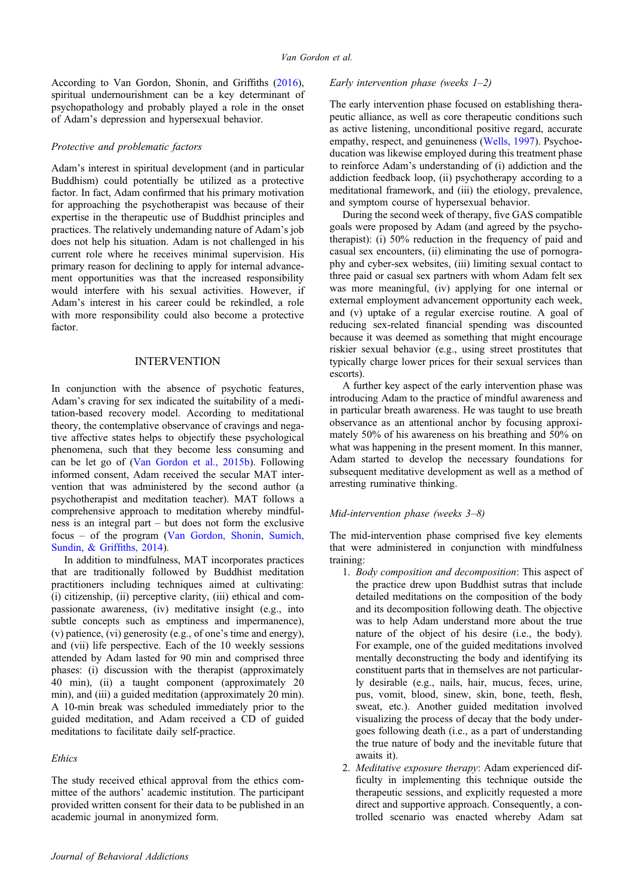According to Van Gordon, Shonin, and Griffiths (2016), spiritual undernourishment can be a key determinant of psychopathology and probably played a role in the onset of Adam's depression and hypersexual behavior.

### *Protective and problematic factors*

Adam's interest in spiritual development (and in particular Buddhism) could potentially be utilized as a protective factor. In fact, Adam confirmed that his primary motivation for approaching the psychotherapist was because of their expertise in the therapeutic use of Buddhist principles and practices. The relatively undemanding nature of Adam's job does not help his situation. Adam is not challenged in his current role where he receives minimal supervision. His primary reason for declining to apply for internal advancement opportunities was that the increased responsibility would interfere with his sexual activities. However, if Adam's interest in his career could be rekindled, a role with more responsibility could also become a protective factor.

## INTERVENTION

In conjunction with the absence of psychotic features, Adam's craving for sex indicated the suitability of a meditation-based recovery model. According to meditational theory, the contemplative observance of cravings and negative affective states helps to objectify these psychological phenomena, such that they become less consuming and can be let go of (Van Gordon et al., 2015b). Following informed consent, Adam received the secular MAT intervention that was administered by the second author (a psychotherapist and meditation teacher). MAT follows a comprehensive approach to meditation whereby mindfulness is an integral part – but does not form the exclusive focus – of the program (Van Gordon, Shonin, Sumich, Sundin, & Griffiths, 2014).

In addition to mindfulness, MAT incorporates practices that are traditionally followed by Buddhist meditation practitioners including techniques aimed at cultivating: (i) citizenship, (ii) perceptive clarity, (iii) ethical and compassionate awareness, (iv) meditative insight (e.g., into subtle concepts such as emptiness and impermanence), (v) patience, (vi) generosity (e.g., of one's time and energy), and (vii) life perspective. Each of the 10 weekly sessions attended by Adam lasted for 90 min and comprised three phases: (i) discussion with the therapist (approximately 40 min), (ii) a taught component (approximately 20 min), and (iii) a guided meditation (approximately 20 min). A 10-min break was scheduled immediately prior to the guided meditation, and Adam received a CD of guided meditations to facilitate daily self-practice.

### *Ethics*

The study received ethical approval from the ethics committee of the authors' academic institution. The participant provided written consent for their data to be published in an academic journal in anonymized form.

### *Early intervention phase (weeks 1–2)*

The early intervention phase focused on establishing therapeutic alliance, as well as core therapeutic conditions such as active listening, unconditional positive regard, accurate empathy, respect, and genuineness (Wells, 1997). Psychoeducation was likewise employed during this treatment phase to reinforce Adam's understanding of (i) addiction and the addiction feedback loop, (ii) psychotherapy according to a meditational framework, and (iii) the etiology, prevalence, and symptom course of hypersexual behavior.

During the second week of therapy, five GAS compatible goals were proposed by Adam (and agreed by the psychotherapist): (i) 50% reduction in the frequency of paid and casual sex encounters, (ii) eliminating the use of pornography and cyber-sex websites, (iii) limiting sexual contact to three paid or casual sex partners with whom Adam felt sex was more meaningful, (iv) applying for one internal or external employment advancement opportunity each week, and (v) uptake of a regular exercise routine. A goal of reducing sex-related financial spending was discounted because it was deemed as something that might encourage riskier sexual behavior (e.g., using street prostitutes that typically charge lower prices for their sexual services than escorts).

A further key aspect of the early intervention phase was introducing Adam to the practice of mindful awareness and in particular breath awareness. He was taught to use breath observation as an attentional anchor by focusing approximately 50% of his awareness on his breathing and 50% on what was happening in the present moment. In this manner, Adam started to develop the necessary foundations for subsequent meditative development as well as a method of arresting ruminative thinking.

### *Mid-intervention phase (weeks 3–8)*

The mid-intervention phase comprised five key elements that were administered in conjunction with mindfulness training:

1. *Body composition and decomposition*: This aspect of the practice drew upon Buddhist sutras that include detailed meditations on the composition of the body and its decomposition following death. The objective was to help Adam understand more about the true nature of the object of his desire (i.e., the body). For example, one of the guided meditations involved mentally deconstructing the body and identifying its constituent parts that in themselves are not particularly desirable (e.g., nails, hair, mucus, feces, urine, pus, vomit, blood, sinew, skin, bone, teeth, flesh, sweat, etc.). Another guided meditation involved visualizing the process of decay that the body undergoes following death (i.e., as a part of understanding the true nature of body and the inevitable future that awaits it).
2. *Meditative exposure therapy*: Adam experienced difficulty in implementing this technique outside the therapeutic sessions, and explicitly requested a more direct and supportive approach. Consequently, a controlled scenario was enacted whereby Adam sat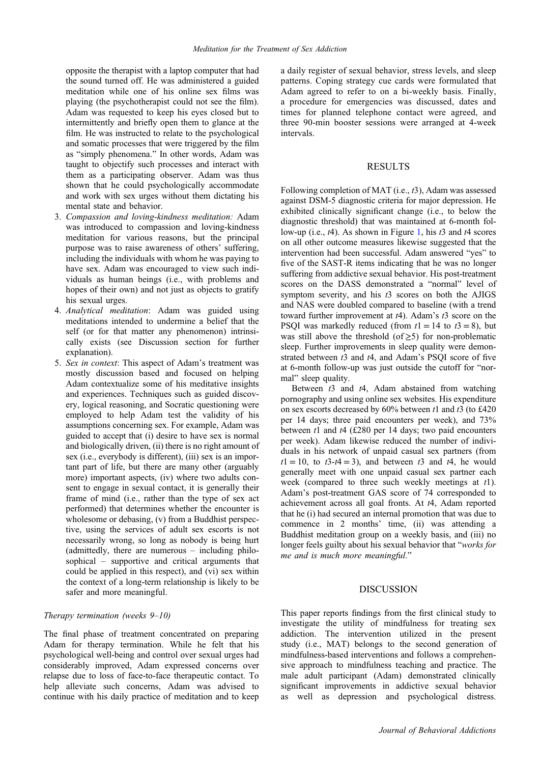opposite the therapist with a laptop computer that had the sound turned off. He was administered a guided meditation while one of his online sex films was playing (the psychotherapist could not see the film). Adam was requested to keep his eyes closed but to intermittently and briefly open them to glance at the film. He was instructed to relate to the psychological and somatic processes that were triggered by the film as "simply phenomena." In other words, Adam was taught to objectify such processes and interact with them as a participating observer. Adam was thus shown that he could psychologically accommodate and work with sex urges without them dictating his mental state and behavior.

3. *Compassion and loving-kindness meditation:* Adam was introduced to compassion and loving-kindness meditation for various reasons, but the principal purpose was to raise awareness of others' suffering, including the individuals with whom he was paying to have sex. Adam was encouraged to view such individuals as human beings (i.e., with problems and hopes of their own) and not just as objects to gratify his sexual urges.
4. *Analytical meditation*: Adam was guided using meditations intended to undermine a belief that the self (or for that matter any phenomenon) intrinsically exists (see Discussion section for further explanation).
5. *Sex in context*: This aspect of Adam's treatment was mostly discussion based and focused on helping Adam contextualize some of his meditative insights and experiences. Techniques such as guided discovery, logical reasoning, and Socratic questioning were employed to help Adam test the validity of his assumptions concerning sex. For example, Adam was guided to accept that (i) desire to have sex is normal and biologically driven, (ii) there is no right amount of sex (i.e., everybody is different), (iii) sex is an important part of life, but there are many other (arguably more) important aspects, (iv) where two adults consent to engage in sexual contact, it is generally their frame of mind (i.e., rather than the type of sex act performed) that determines whether the encounter is wholesome or debasing, (v) from a Buddhist perspective, using the services of adult sex escorts is not necessarily wrong, so long as nobody is being hurt (admittedly, there are numerous – including philosophical – supportive and critical arguments that could be applied in this respect), and (vi) sex within the context of a long-term relationship is likely to be safer and more meaningful.

*Therapy termination (weeks 9–10)*

The final phase of treatment concentrated on preparing Adam for therapy termination. While he felt that his psychological well-being and control over sexual urges had considerably improved, Adam expressed concerns over relapse due to loss of face-to-face therapeutic contact. To help alleviate such concerns, Adam was advised to continue with his daily practice of meditation and to keep a daily register of sexual behavior, stress levels, and sleep patterns. Coping strategy cue cards were formulated that Adam agreed to refer to on a bi-weekly basis. Finally, a procedure for emergencies was discussed, dates and times for planned telephone contact were agreed, and three 90-min booster sessions were arranged at 4-week intervals.

## RESULTS

Following completion of MAT (i.e., *t*3), Adam was assessed against DSM-5 diagnostic criteria for major depression. He exhibited clinically significant change (i.e., to below the diagnostic threshold) that was maintained at 6-month follow-up (i.e., *t*4). As shown in Figure 1, his *t*3 and *t*4 scores on all other outcome measures likewise suggested that the intervention had been successful. Adam answered "yes" to five of the SAST-R items indicating that he was no longer suffering from addictive sexual behavior. His post-treatment scores on the DASS demonstrated a "normal" level of symptom severity, and his *t*3 scores on both the AJIGS and NAS were doubled compared to baseline (with a trend toward further improvement at *t*4). Adam's *t*3 score on the PSQI was markedly reduced (from $t1 = 14$ to $t3 = 8$), but was still above the threshold (of $\geq 5$) for non-problematic sleep. Further improvements in sleep quality were demonstrated between *t*3 and *t*4, and Adam's PSQI score of five at 6-month follow-up was just outside the cutoff for "normal" sleep quality.

Between *t*3 and *t*4, Adam abstained from watching pornography and using online sex websites. His expenditure on sex escorts decreased by 60% between *t*1 and *t*3 (to £420 per 14 days; three paid encounters per week), and 73% between *t*1 and *t*4 (£280 per 14 days; two paid encounters per week). Adam likewise reduced the number of individuals in his network of unpaid casual sex partners (from $t1 = 10$, to $t3\text{-}t4 = 3$), and between *t*3 and *t*4, he would generally meet with one unpaid casual sex partner each week (compared to three such weekly meetings at *t*1). Adam's post-treatment GAS score of 74 corresponded to achievement across all goal fronts. At *t*4, Adam reported that he (i) had secured an internal promotion that was due to commence in 2 months' time, (ii) was attending a Buddhist meditation group on a weekly basis, and (iii) no longer feels guilty about his sexual behavior that "*works for me and is much more meaningful*."

## DISCUSSION

This paper reports findings from the first clinical study to investigate the utility of mindfulness for treating sex addiction. The intervention utilized in the present study (i.e., MAT) belongs to the second generation of mindfulness-based interventions and follows a comprehensive approach to mindfulness teaching and practice. The male adult participant (Adam) demonstrated clinically significant improvements in addictive sexual behavior as well as depression and psychological distress.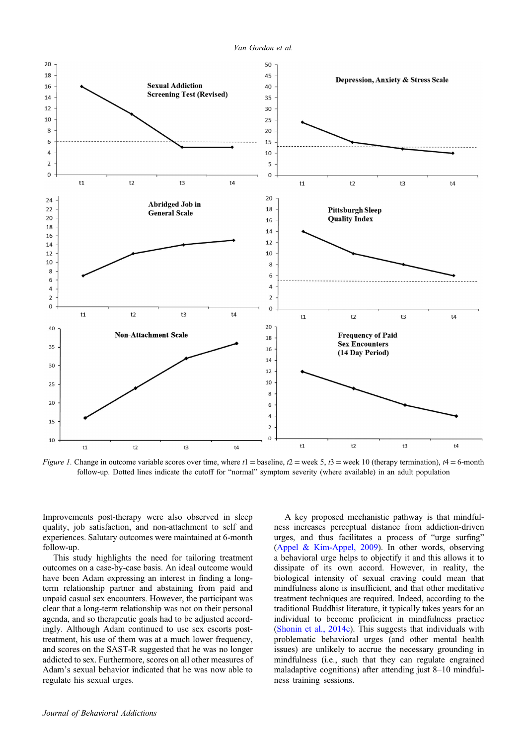*Figure 1*. Change in outcome variable scores over time, where $t1$ = baseline, $t2$ = week 5, $t3$ = week 10 (therapy termination), $t4$ = 6-month follow-up. Dotted lines indicate the cutoff for "normal" symptom severity (where available) in an adult population

Improvements post-therapy were also observed in sleep quality, job satisfaction, and non-attachment to self and experiences. Salutary outcomes were maintained at 6-month follow-up.

This study highlights the need for tailoring treatment outcomes on a case-by-case basis. An ideal outcome would have been Adam expressing an interest in finding a long-term relationship partner and abstaining from paid and unpaid casual sex encounters. However, the participant was clear that a long-term relationship was not on their personal agenda, and so therapeutic goals had to be adjusted accordingly. Although Adam continued to use sex escorts post-treatment, his use of them was at a much lower frequency, and scores on the SAST-R suggested that he was no longer addicted to sex. Furthermore, scores on all other measures of Adam's sexual behavior indicated that he was now able to regulate his sexual urges.

A key proposed mechanistic pathway is that mindfulness increases perceptual distance from addiction-driven urges, and thus facilitates a process of "urge surfing" (Appel & Kim-Appel, 2009). In other words, observing a behavioral urge helps to objectify it and this allows it to dissipate of its own accord. However, in reality, the biological intensity of sexual craving could mean that mindfulness alone is insufficient, and that other meditative treatment techniques are required. Indeed, according to the traditional Buddhist literature, it typically takes years for an individual to become proficient in mindfulness practice (Shonin et al., 2014c). This suggests that individuals with problematic behavioral urges (and other mental health issues) are unlikely to accrue the necessary grounding in mindfulness (i.e., such that they can regulate engrained maladaptive cognitions) after attending just 8–10 mindfulness training sessions.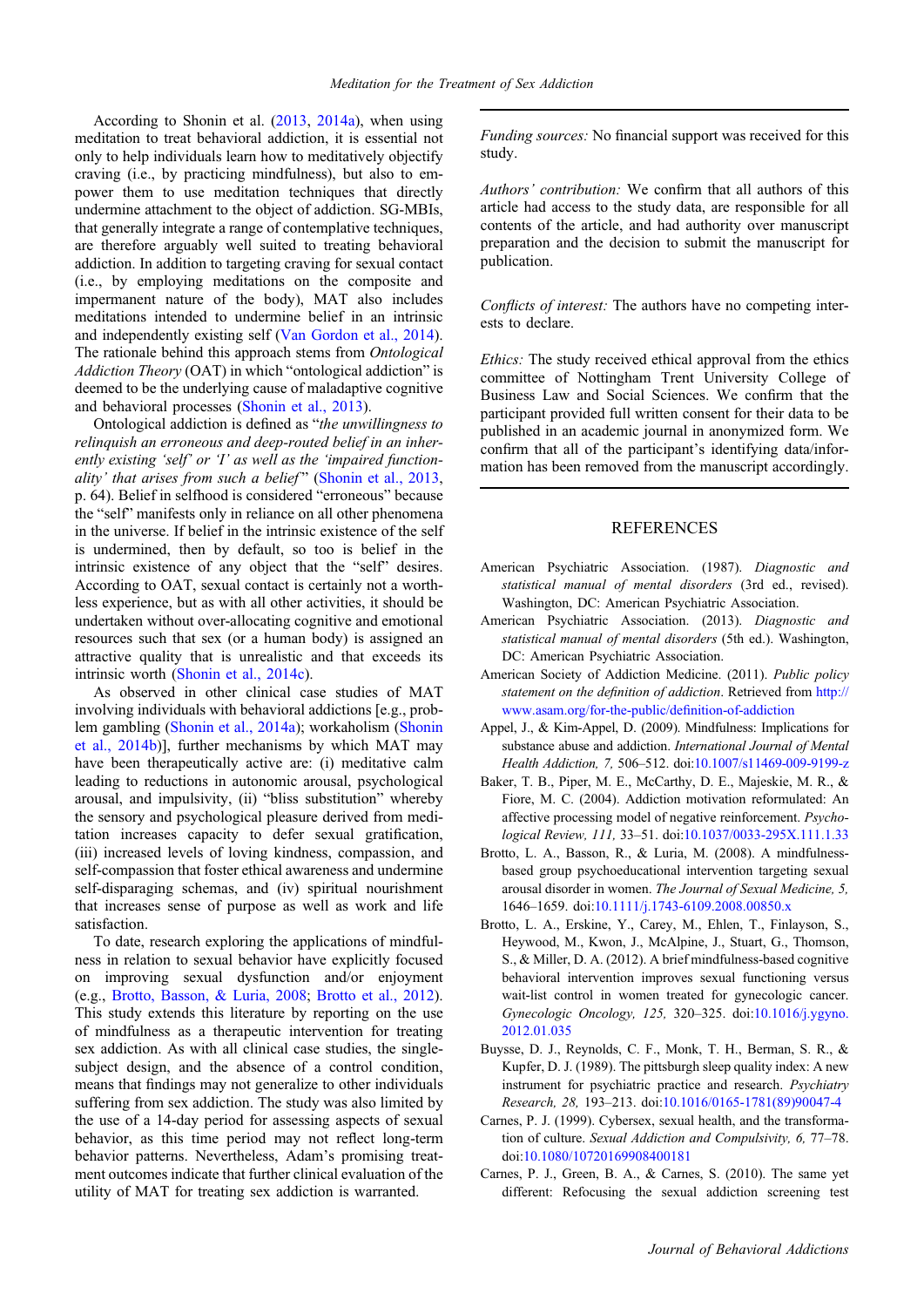According to Shonin et al. (2013, 2014a), when using meditation to treat behavioral addiction, it is essential not only to help individuals learn how to meditatively objectify craving (i.e., by practicing mindfulness), but also to empower them to use meditation techniques that directly undermine attachment to the object of addiction. SG-MBIs, that generally integrate a range of contemplative techniques, are therefore arguably well suited to treating behavioral addiction. In addition to targeting craving for sexual contact (i.e., by employing meditations on the composite and impermanent nature of the body), MAT also includes meditations intended to undermine belief in an intrinsic and independently existing self (Van Gordon et al., 2014). The rationale behind this approach stems from *Ontological Addiction Theory* (OAT) in which "ontological addiction" is deemed to be the underlying cause of maladaptive cognitive and behavioral processes (Shonin et al., 2013).

Ontological addiction is defined as "*the unwillingness to relinquish an erroneous and deep-routed belief in an inherently existing 'self' or 'I' as well as the 'impaired functionality' that arises from such a belief*" (Shonin et al., 2013, p. 64). Belief in selfhood is considered "erroneous" because the "self" manifests only in reliance on all other phenomena in the universe. If belief in the intrinsic existence of the self is undermined, then by default, so too is belief in the intrinsic existence of any object that the "self" desires. According to OAT, sexual contact is certainly not a worthless experience, but as with all other activities, it should be undertaken without over-allocating cognitive and emotional resources such that sex (or a human body) is assigned an attractive quality that is unrealistic and that exceeds its intrinsic worth (Shonin et al., 2014c).

As observed in other clinical case studies of MAT involving individuals with behavioral addictions [e.g., problem gambling (Shonin et al., 2014a); workaholism (Shonin et al., 2014b)], further mechanisms by which MAT may have been therapeutically active are: (i) meditative calm leading to reductions in autonomic arousal, psychological arousal, and impulsivity, (ii) "bliss substitution" whereby the sensory and psychological pleasure derived from meditation increases capacity to defer sexual gratification, (iii) increased levels of loving kindness, compassion, and self-compassion that foster ethical awareness and undermine self-disparaging schemas, and (iv) spiritual nourishment that increases sense of purpose as well as work and life satisfaction.

To date, research exploring the applications of mindfulness in relation to sexual behavior have explicitly focused on improving sexual dysfunction and/or enjoyment (e.g., Brotto, Basson, & Luria, 2008; Brotto et al., 2012). This study extends this literature by reporting on the use of mindfulness as a therapeutic intervention for treating sex addiction. As with all clinical case studies, the single-subject design, and the absence of a control condition, means that findings may not generalize to other individuals suffering from sex addiction. The study was also limited by the use of a 14-day period for assessing aspects of sexual behavior, as this time period may not reflect long-term behavior patterns. Nevertheless, Adam's promising treatment outcomes indicate that further clinical evaluation of the utility of MAT for treating sex addiction is warranted.

*Funding sources:* No financial support was received for this study.

*Authors' contribution:* We confirm that all authors of this article had access to the study data, are responsible for all contents of the article, and had authority over manuscript preparation and the decision to submit the manuscript for publication.

*Conflicts of interest:* The authors have no competing interests to declare.

*Ethics:* The study received ethical approval from the ethics committee of Nottingham Trent University College of Business Law and Social Sciences. We confirm that the participant provided full written consent for their data to be published in an academic journal in anonymized form. We confirm that all of the participant's identifying data/information has been removed from the manuscript accordingly.

## REFERENCES

American Psychiatric Association. (1987). *Diagnostic and statistical manual of mental disorders* (3rd ed., revised). Washington, DC: American Psychiatric Association.

American Psychiatric Association. (2013). *Diagnostic and statistical manual of mental disorders* (5th ed.). Washington, DC: American Psychiatric Association.

American Society of Addiction Medicine. (2011). *Public policy statement on the definition of addiction*. Retrieved from http://www.asam.org/for-the-public/definition-of-addiction

Appel, J., & Kim-Appel, D. (2009). Mindfulness: Implications for substance abuse and addiction. *International Journal of Mental Health Addiction, 7,* 506–512. doi:10.1007/s11469-009-9199-z

Baker, T. B., Piper, M. E., McCarthy, D. E., Majeskie, M. R., & Fiore, M. C. (2004). Addiction motivation reformulated: An affective processing model of negative reinforcement. *Psychological Review, 111,* 33–51. doi:10.1037/0033-295X.111.1.33

Brotto, L. A., Basson, R., & Luria, M. (2008). A mindfulness-based group psychoeducational intervention targeting sexual arousal disorder in women. *The Journal of Sexual Medicine, 5,* 1646–1659. doi:10.1111/j.1743-6109.2008.00850.x

Brotto, L. A., Erskine, Y., Carey, M., Ehlen, T., Finlayson, S., Heywood, M., Kwon, J., McAlpine, J., Stuart, G., Thomson, S., & Miller, D. A. (2012). A brief mindfulness-based cognitive behavioral intervention improves sexual functioning versus wait-list control in women treated for gynecologic cancer. *Gynecologic Oncology, 125,* 320–325. doi:10.1016/j.ygyno.2012.01.035

Buysse, D. J., Reynolds, C. F., Monk, T. H., Berman, S. R., & Kupfer, D. J. (1989). The pittsburgh sleep quality index: A new instrument for psychiatric practice and research. *Psychiatry Research, 28,* 193–213. doi:10.1016/0165-1781(89)90047-4

Carnes, P. J. (1999). Cybersex, sexual health, and the transformation of culture. *Sexual Addiction and Compulsivity, 6,* 77–78. doi:10.1080/10720169908400181

Carnes, P. J., Green, B. A., & Carnes, S. (2010). The same yet different: Refocusing the sexual addiction screening test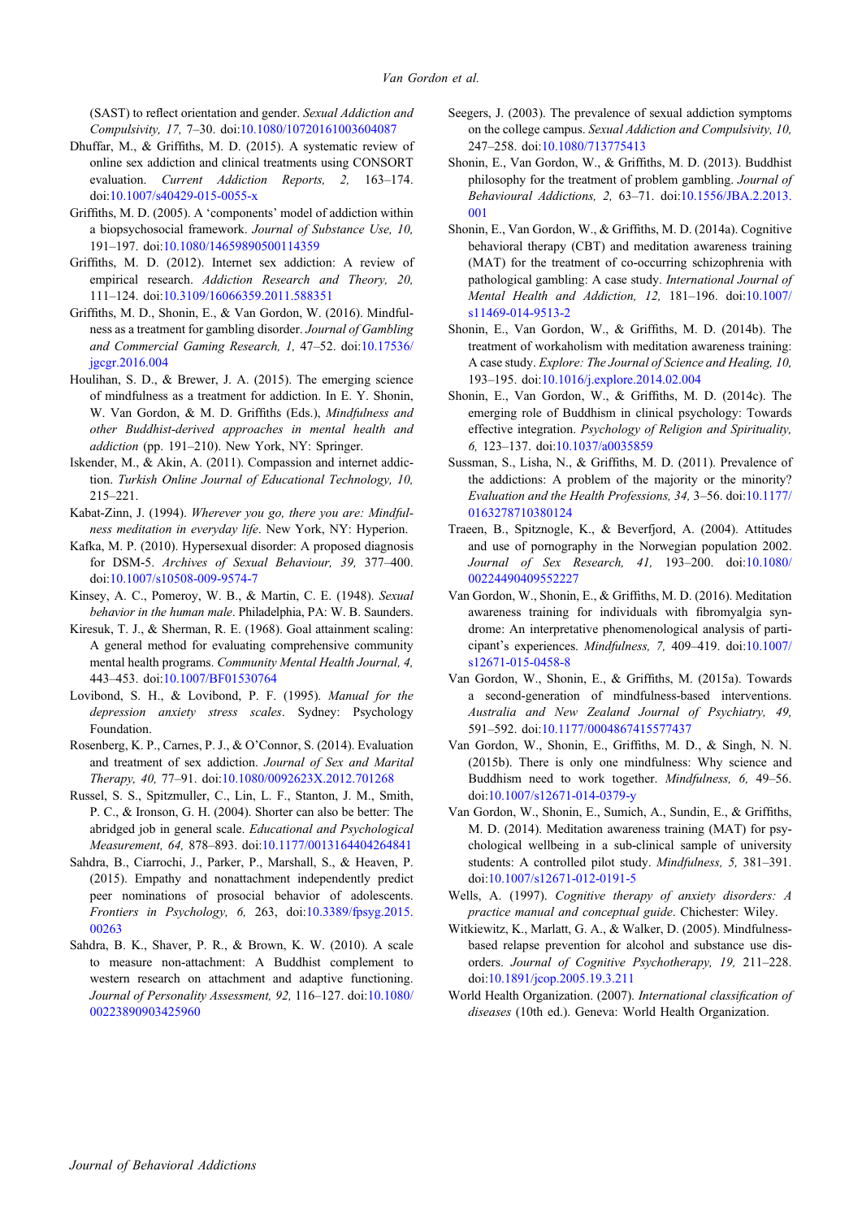(SAST) to reflect orientation and gender. *Sexual Addiction and Compulsivity, 17,* 7–30. doi:10.1080/10720161003604087

Dhuffar, M., & Griffiths, M. D. (2015). A systematic review of online sex addiction and clinical treatments using CONSORT evaluation. *Current Addiction Reports, 2,* 163–174. doi:10.1007/s40429-015-0055-x

Griffiths, M. D. (2005). A 'components' model of addiction within a biopsychosocial framework. *Journal of Substance Use, 10,* 191–197. doi:10.1080/14659890500114359

Griffiths, M. D. (2012). Internet sex addiction: A review of empirical research. *Addiction Research and Theory, 20,* 111–124. doi:10.3109/16066359.2011.588351

Griffiths, M. D., Shonin, E., & Van Gordon, W. (2016). Mindfulness as a treatment for gambling disorder. *Journal of Gambling and Commercial Gaming Research, 1,* 47–52. doi:10.17536/jgcgr.2016.004

Houlihan, S. D., & Brewer, J. A. (2015). The emerging science of mindfulness as a treatment for addiction. In E. Y. Shonin, W. Van Gordon, & M. D. Griffiths (Eds.), *Mindfulness and other Buddhist-derived approaches in mental health and addiction* (pp. 191–210). New York, NY: Springer.

Iskender, M., & Akin, A. (2011). Compassion and internet addiction. *Turkish Online Journal of Educational Technology, 10,* 215–221.

Kabat-Zinn, J. (1994). *Wherever you go, there you are: Mindfulness meditation in everyday life*. New York, NY: Hyperion.

Kafka, M. P. (2010). Hypersexual disorder: A proposed diagnosis for DSM-5. *Archives of Sexual Behaviour, 39,* 377–400. doi:10.1007/s10508-009-9574-7

Kinsey, A. C., Pomeroy, W. B., & Martin, C. E. (1948). *Sexual behavior in the human male*. Philadelphia, PA: W. B. Saunders.

Kiresuk, T. J., & Sherman, R. E. (1968). Goal attainment scaling: A general method for evaluating comprehensive community mental health programs. *Community Mental Health Journal, 4,* 443–453. doi:10.1007/BF01530764

Lovibond, S. H., & Lovibond, P. F. (1995). *Manual for the depression anxiety stress scales*. Sydney: Psychology Foundation.

Rosenberg, K. P., Carnes, P. J., & O'Connor, S. (2014). Evaluation and treatment of sex addiction. *Journal of Sex and Marital Therapy, 40,* 77–91. doi:10.1080/0092623X.2012.701268

Russel, S. S., Spitzmuller, C., Lin, L. F., Stanton, J. M., Smith, P. C., & Ironson, G. H. (2004). Shorter can also be better: The abridged job in general scale. *Educational and Psychological Measurement, 64,* 878–893. doi:10.1177/0013164404264841

Sahdra, B., Ciarrochi, J., Parker, P., Marshall, S., & Heaven, P. (2015). Empathy and nonattachment independently predict peer nominations of prosocial behavior of adolescents. *Frontiers in Psychology, 6,* 263, doi:10.3389/fpsyg.2015.00263

Sahdra, B. K., Shaver, P. R., & Brown, K. W. (2010). A scale to measure non-attachment: A Buddhist complement to western research on attachment and adaptive functioning. *Journal of Personality Assessment, 92,* 116–127. doi:10.1080/00223890903425960

Seegers, J. (2003). The prevalence of sexual addiction symptoms on the college campus. *Sexual Addiction and Compulsivity, 10,* 247–258. doi:10.1080/713775413

Shonin, E., Van Gordon, W., & Griffiths, M. D. (2013). Buddhist philosophy for the treatment of problem gambling. *Journal of Behavioural Addictions, 2,* 63–71. doi:10.1556/JBA.2.2013.001

Shonin, E., Van Gordon, W., & Griffiths, M. D. (2014a). Cognitive behavioral therapy (CBT) and meditation awareness training (MAT) for the treatment of co-occurring schizophrenia with pathological gambling: A case study. *International Journal of Mental Health and Addiction, 12,* 181–196. doi:10.1007/s11469-014-9513-2

Shonin, E., Van Gordon, W., & Griffiths, M. D. (2014b). The treatment of workaholism with meditation awareness training: A case study. *Explore: The Journal of Science and Healing, 10,* 193–195. doi:10.1016/j.explore.2014.02.004

Shonin, E., Van Gordon, W., & Griffiths, M. D. (2014c). The emerging role of Buddhism in clinical psychology: Towards effective integration. *Psychology of Religion and Spirituality, 6,* 123–137. doi:10.1037/a0035859

Sussman, S., Lisha, N., & Griffiths, M. D. (2011). Prevalence of the addictions: A problem of the majority or the minority? *Evaluation and the Health Professions, 34,* 3–56. doi:10.1177/0163278710380124

Traeen, B., Spitznogle, K., & Beverfjord, A. (2004). Attitudes and use of pornography in the Norwegian population 2002. *Journal of Sex Research, 41,* 193–200. doi:10.1080/00224490409552227

Van Gordon, W., Shonin, E., & Griffiths, M. D. (2016). Meditation awareness training for individuals with fibromyalgia syndrome: An interpretative phenomenological analysis of participant's experiences. *Mindfulness, 7,* 409–419. doi:10.1007/s12671-015-0458-8

Van Gordon, W., Shonin, E., & Griffiths, M. (2015a). Towards a second-generation of mindfulness-based interventions. *Australia and New Zealand Journal of Psychiatry, 49,* 591–592. doi:10.1177/0004867415577437

Van Gordon, W., Shonin, E., Griffiths, M. D., & Singh, N. N. (2015b). There is only one mindfulness: Why science and Buddhism need to work together. *Mindfulness, 6,* 49–56. doi:10.1007/s12671-014-0379-y

Van Gordon, W., Shonin, E., Sumich, A., Sundin, E., & Griffiths, M. D. (2014). Meditation awareness training (MAT) for psychological wellbeing in a sub-clinical sample of university students: A controlled pilot study. *Mindfulness, 5,* 381–391. doi:10.1007/s12671-012-0191-5

Wells, A. (1997). *Cognitive therapy of anxiety disorders: A practice manual and conceptual guide*. Chichester: Wiley.

Witkiewitz, K., Marlatt, G. A., & Walker, D. (2005). Mindfulness-based relapse prevention for alcohol and substance use disorders. *Journal of Cognitive Psychotherapy, 19,* 211–228. doi:10.1891/jcop.2005.19.3.211

World Health Organization. (2007). *International classification of diseases* (10th ed.). Geneva: World Health Organization.